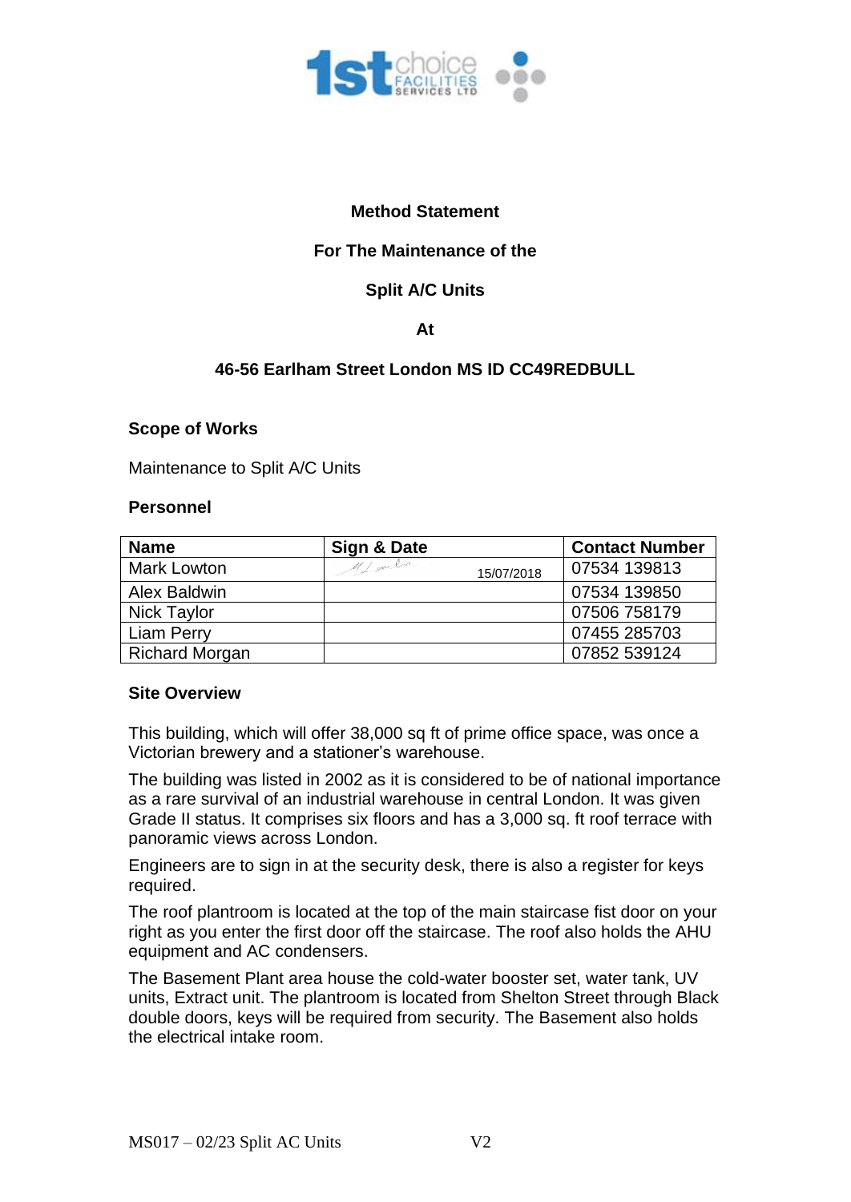**Method Statement**

**For The Maintenance of the**

**Split A/C Units**

**At**

**46-56 Earlham Street London MS ID CC49REDBULL**

**Scope of Works**

Maintenance to Split A/C Units

**Personnel**

| Name | Sign & Date | Contact Number |
|---|---|---|
| Mark Lowton | 15/07/2018 | 07534 139813 |
| Alex Baldwin | | 07534 139850 |
| Nick Taylor | | 07506 758179 |
| Liam Perry | | 07455 285703 |
| Richard Morgan | | 07852 539124 |

**Site Overview**

This building, which will offer 38,000 sq ft of prime office space, was once a Victorian brewery and a stationer's warehouse.

The building was listed in 2002 as it is considered to be of national importance as a rare survival of an industrial warehouse in central London. It was given Grade II status. It comprises six floors and has a 3,000 sq. ft roof terrace with panoramic views across London.

Engineers are to sign in at the security desk, there is also a register for keys required.

The roof plantroom is located at the top of the main staircase fist door on your right as you enter the first door off the staircase. The roof also holds the AHU equipment and AC condensers.

The Basement Plant area house the cold-water booster set, water tank, UV units, Extract unit. The plantroom is located from Shelton Street through Black double doors, keys will be required from security. The Basement also holds the electrical intake room.

MS017 – 02/23 Split AC Units V2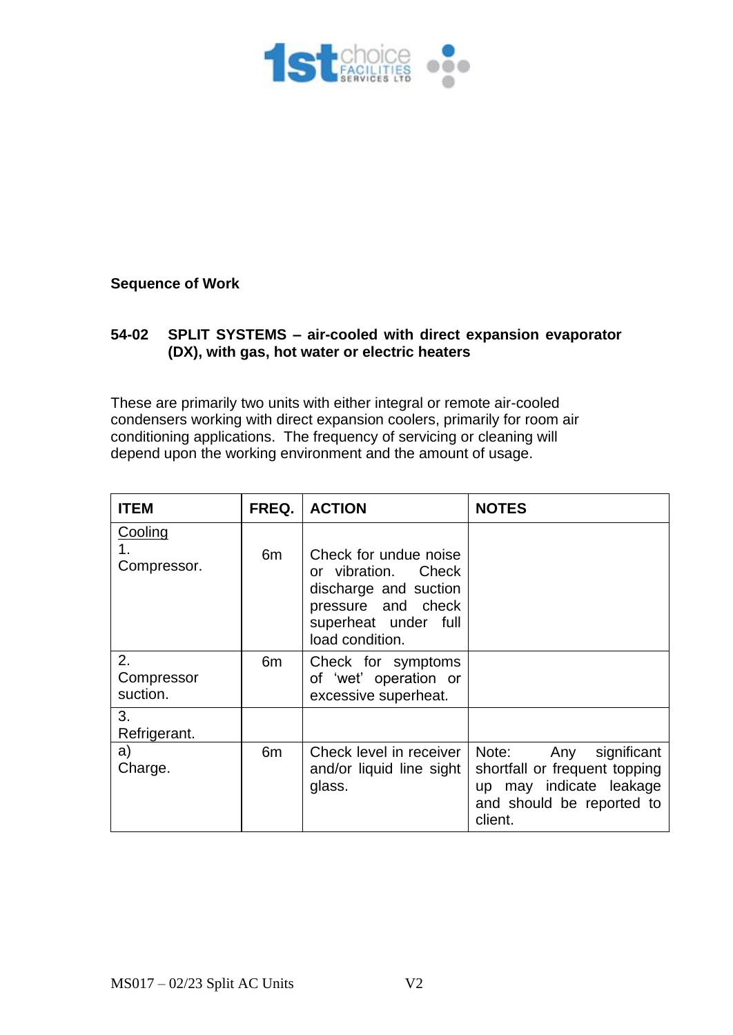**Sequence of Work**

**54-02 SPLIT SYSTEMS – air-cooled with direct expansion evaporator (DX), with gas, hot water or electric heaters**

These are primarily two units with either integral or remote air-cooled condensers working with direct expansion coolers, primarily for room air conditioning applications. The frequency of servicing or cleaning will depend upon the working environment and the amount of usage.

| ITEM | FREQ. | ACTION | NOTES |
|---|---|---|---|
| Cooling<br>1. Compressor. | 6m | Check for undue noise or vibration. Check discharge and suction pressure and check superheat under full load condition. | |
| 2. Compressor suction. | 6m | Check for symptoms of 'wet' operation or excessive superheat. | |
| 3. Refrigerant. | | | |
| a) Charge. | 6m | Check level in receiver and/or liquid line sight glass. | Note: Any significant shortfall or frequent topping up may indicate leakage and should be reported to client. |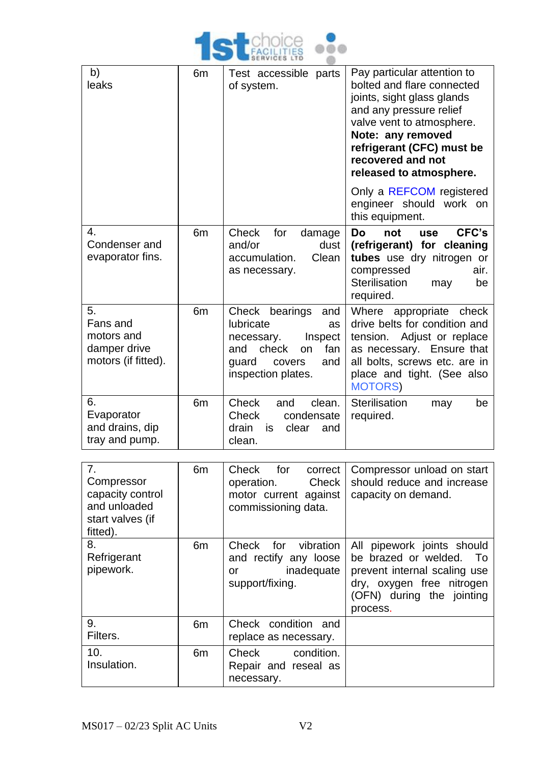| | | | |
|---|---|---|---|
| b) leaks | 6m | Test accessible parts of system. | Pay particular attention to bolted and flare connected joints, sight glass glands and any pressure relief valve vent to atmosphere. **Note: any removed refrigerant (CFC) must be recovered and not released to atmosphere.** Only a REFCOM registered engineer should work on this equipment. |
| 4. Condenser and evaporator fins. | 6m | Check for damage and/or dust accumulation. Clean as necessary. | **Do not use CFC's (refrigerant) for cleaning tubes** use dry nitrogen or compressed air. Sterilisation may be required. |
| 5. Fans and motors and damper drive motors (if fitted). | 6m | Check bearings and lubricate as necessary. Inspect and check on fan guard covers and inspection plates. | Where appropriate check drive belts for condition and tension. Adjust or replace as necessary. Ensure that all bolts, screws etc. are in place and tight. (See also MOTORS) |
| 6. Evaporator and drains, dip tray and pump. | 6m | Check and clean. Check condensate drain is clear and clean. | Sterilisation may be required. |

| | | | |
|---|---|---|---|
| 7. Compressor capacity control and unloaded start valves (if fitted). | 6m | Check for correct operation. Check motor current against commissioning data. | Compressor unload on start should reduce and increase capacity on demand. |
| 8. Refrigerant pipework. | 6m | Check for vibration and rectify any loose or inadequate support/fixing. | All pipework joints should be brazed or welded. To prevent internal scaling use dry, oxygen free nitrogen (OFN) during the jointing process. |
| 9. Filters. | 6m | Check condition and replace as necessary. | |
| 10. Insulation. | 6m | Check condition. Repair and reseal as necessary. | |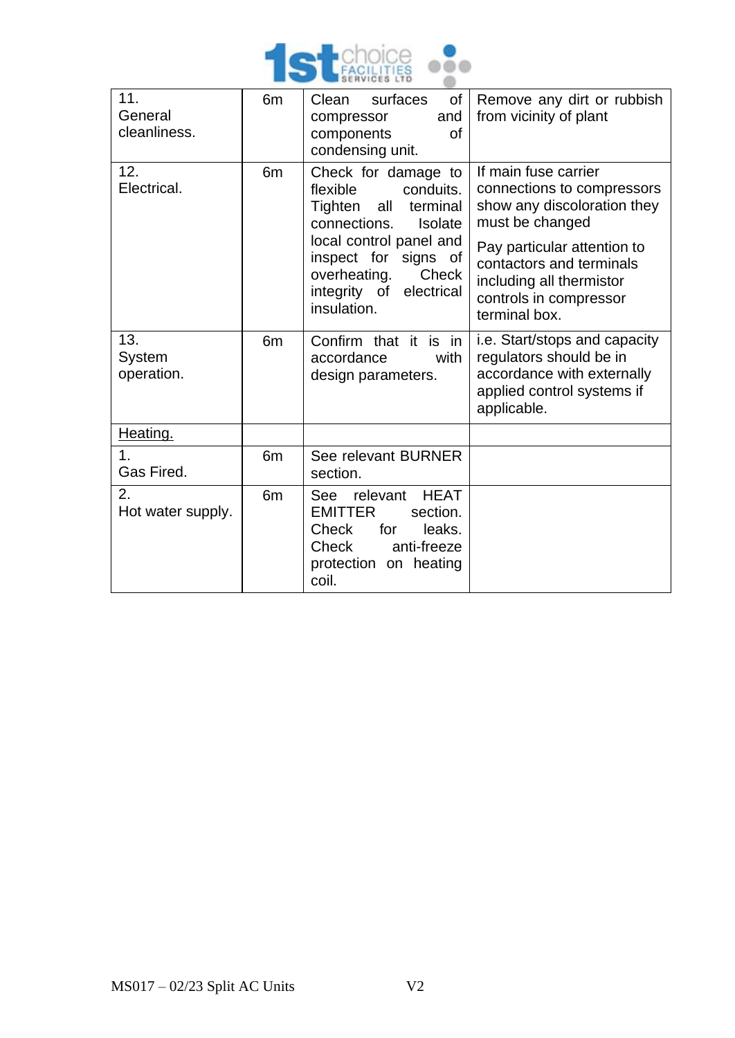| | | | |
|---|---|---|---|
| 11.<br>General cleanliness. | 6m | Clean surfaces of compressor and components of condensing unit. | Remove any dirt or rubbish from vicinity of plant |
| 12.<br>Electrical. | 6m | Check for damage to flexible conduits. Tighten all terminal connections. Isolate local control panel and inspect for signs of overheating. Check integrity of electrical insulation. | If main fuse carrier connections to compressors show any discoloration they must be changed<br><br>Pay particular attention to contactors and terminals including all thermistor controls in compressor terminal box. |
| 13.<br>System operation. | 6m | Confirm that it is in accordance with design parameters. | i.e. Start/stops and capacity regulators should be in accordance with externally applied control systems if applicable. |
| <u>Heating.</u> | | | |
| 1.<br>Gas Fired. | 6m | See relevant BURNER section. | |
| 2.<br>Hot water supply. | 6m | See relevant HEAT EMITTER section. Check for leaks. Check anti-freeze protection on heating coil. | |